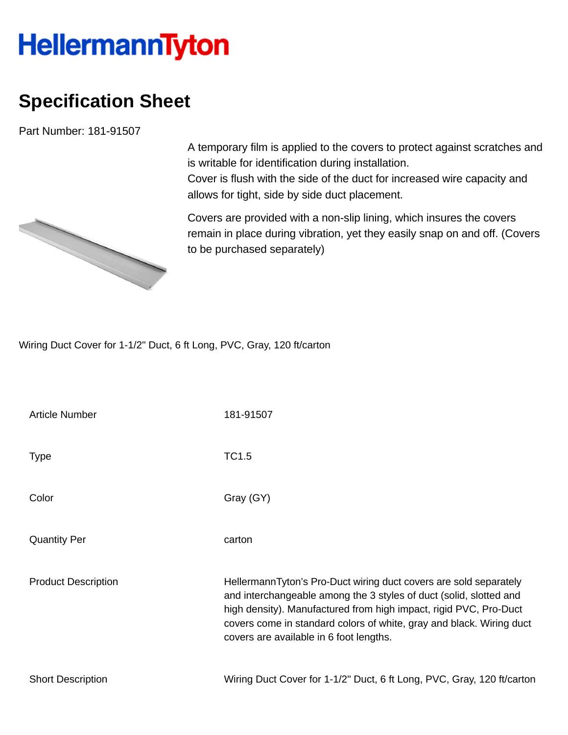HellermannTyton

# Specification Sheet

Part Number: 181-91507

A temporary film is applied to the covers to protect against scratches and is writable for identification during installation.
Cover is flush with the side of the duct for increased wire capacity and allows for tight, side by side duct placement.

Covers are provided with a non-slip lining, which insures the covers remain in place during vibration, yet they easily snap on and off. (Covers to be purchased separately)

Wiring Duct Cover for 1-1/2" Duct, 6 ft Long, PVC, Gray, 120 ft/carton

| | |
|---|---|
| Article Number | 181-91507 |
| Type | TC1.5 |
| Color | Gray (GY) |
| Quantity Per | carton |
| Product Description | HellermannTyton's Pro-Duct wiring duct covers are sold separately and interchangeable among the 3 styles of duct (solid, slotted and high density). Manufactured from high impact, rigid PVC, Pro-Duct covers come in standard colors of white, gray and black. Wiring duct covers are available in 6 foot lengths. |
| Short Description | Wiring Duct Cover for 1-1/2" Duct, 6 ft Long, PVC, Gray, 120 ft/carton |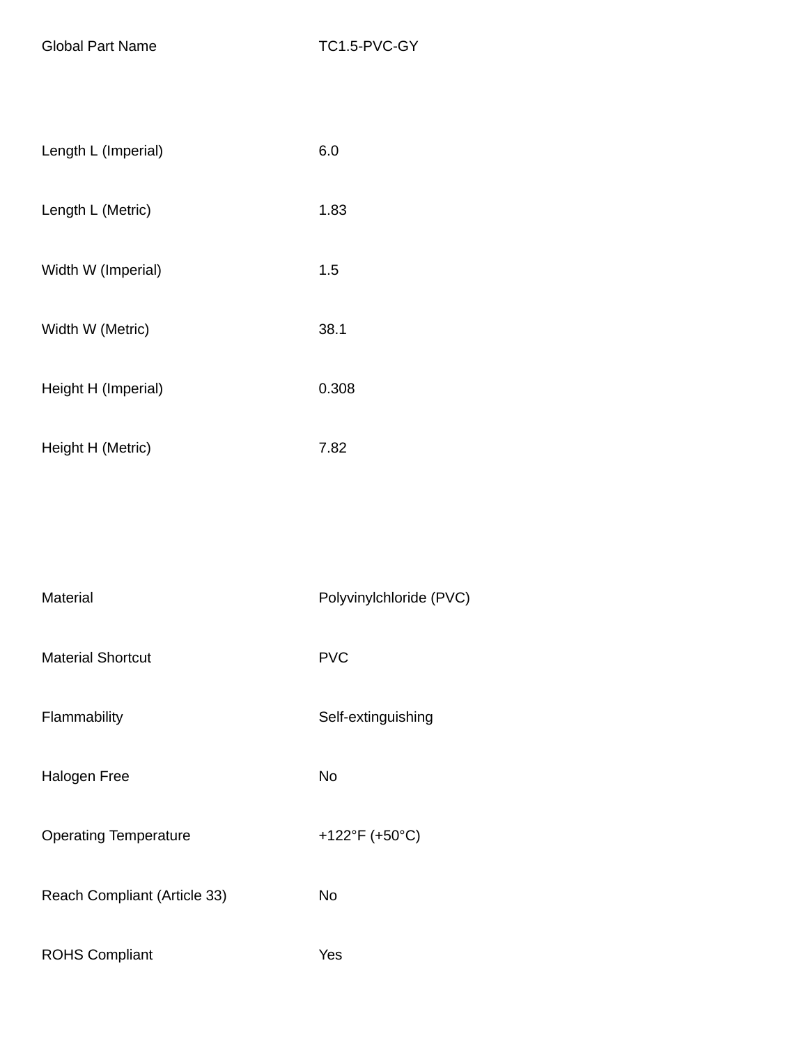| | |
|---|---|
| Global Part Name | TC1.5-PVC-GY |
| | |
| Length L (Imperial) | 6.0 |
| Length L (Metric) | 1.83 |
| Width W (Imperial) | 1.5 |
| Width W (Metric) | 38.1 |
| Height H (Imperial) | 0.308 |
| Height H (Metric) | 7.82 |
| | |
| Material | Polyvinylchloride (PVC) |
| Material Shortcut | PVC |
| Flammability | Self-extinguishing |
| Halogen Free | No |
| Operating Temperature | +122°F (+50°C) |
| Reach Compliant (Article 33) | No |
| ROHS Compliant | Yes |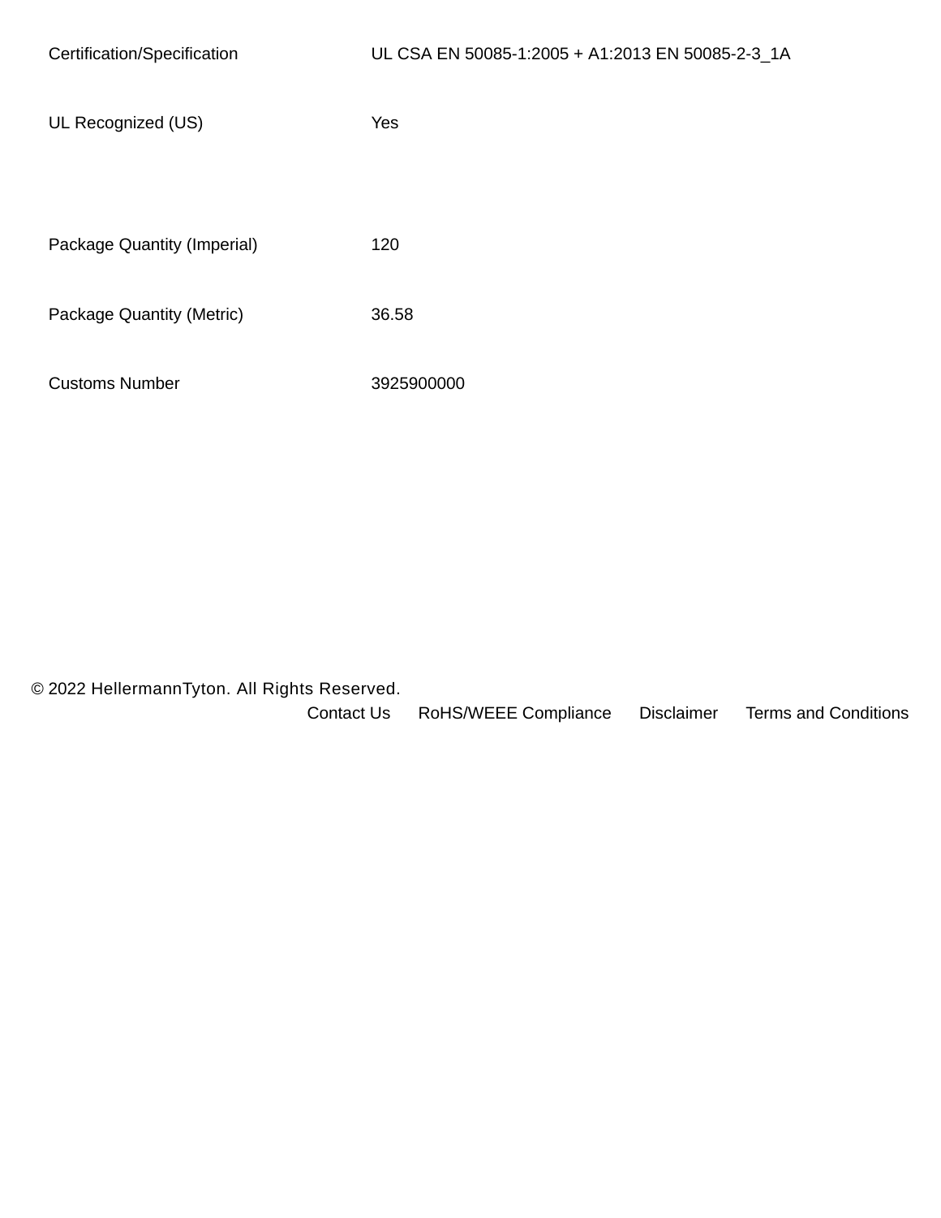| | |
|---|---|
| Certification/Specification | UL CSA EN 50085-1:2005 + A1:2013 EN 50085-2-3_1A |
| UL Recognized (US) | Yes |
| Package Quantity (Imperial) | 120 |
| Package Quantity (Metric) | 36.58 |
| Customs Number | 3925900000 |

© 2022 HellermannTyton. All Rights Reserved.

Contact Us RoHS/WEEE Compliance Disclaimer Terms and Conditions